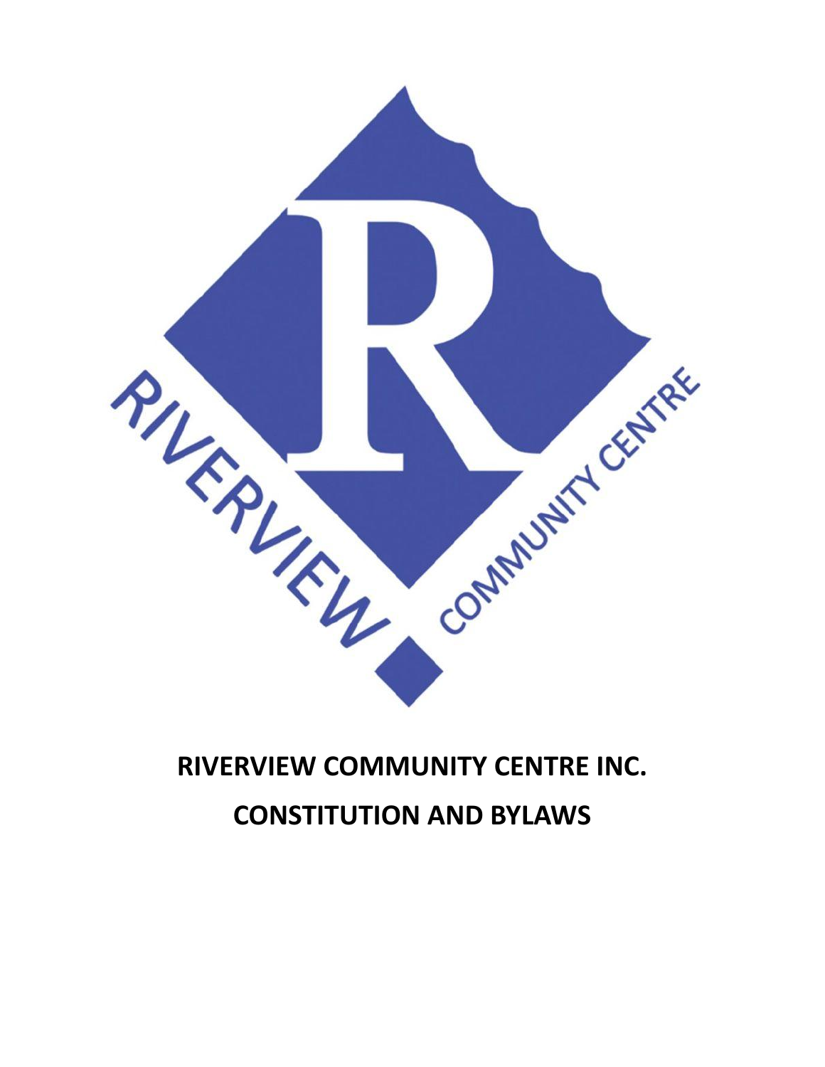# RIVERVIEW COMMUNITY CENTRE INC.

## CONSTITUTION AND BYLAWS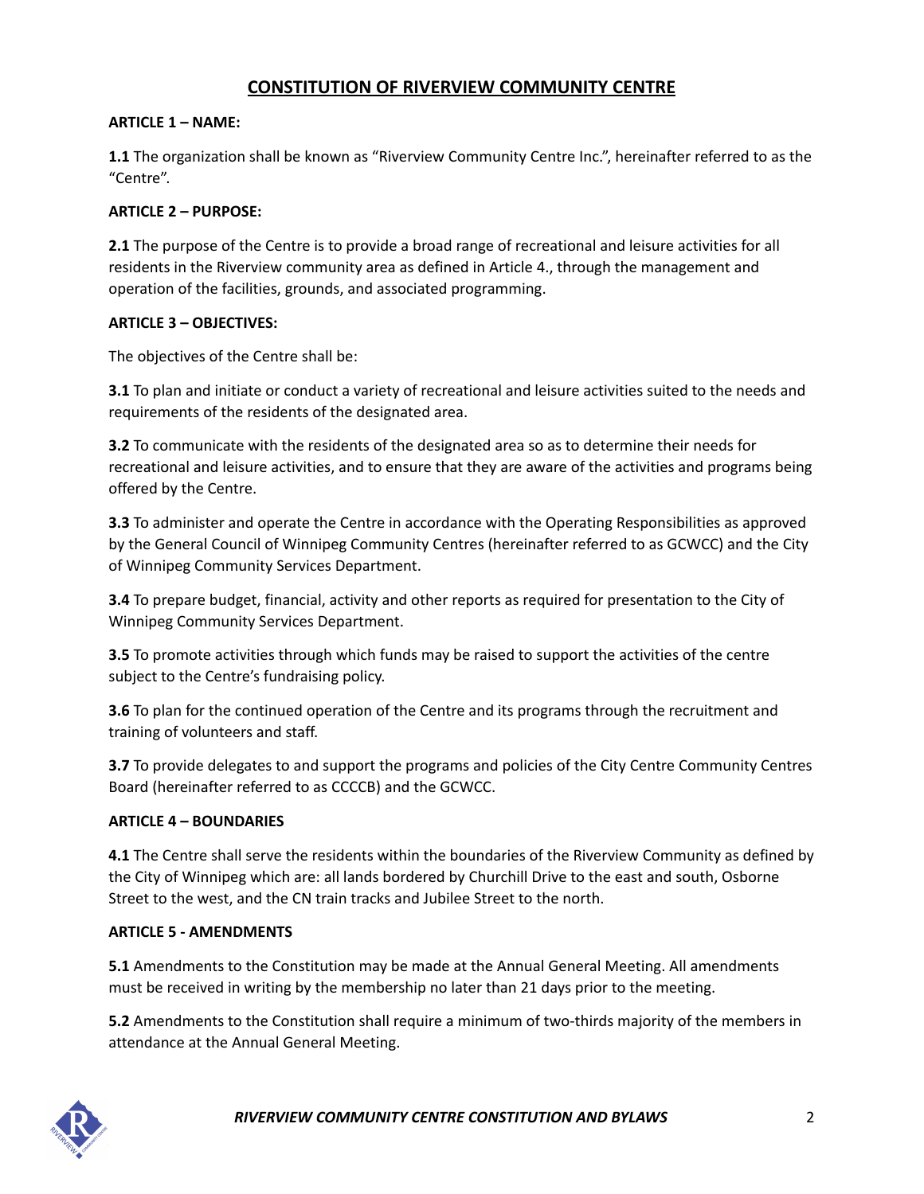# CONSTITUTION OF RIVERVIEW COMMUNITY CENTRE

**ARTICLE 1 – NAME:**

**1.1** The organization shall be known as "Riverview Community Centre Inc.", hereinafter referred to as the "Centre".

**ARTICLE 2 – PURPOSE:**

**2.1** The purpose of the Centre is to provide a broad range of recreational and leisure activities for all residents in the Riverview community area as defined in Article 4., through the management and operation of the facilities, grounds, and associated programming.

**ARTICLE 3 – OBJECTIVES:**

The objectives of the Centre shall be:

**3.1** To plan and initiate or conduct a variety of recreational and leisure activities suited to the needs and requirements of the residents of the designated area.

**3.2** To communicate with the residents of the designated area so as to determine their needs for recreational and leisure activities, and to ensure that they are aware of the activities and programs being offered by the Centre.

**3.3** To administer and operate the Centre in accordance with the Operating Responsibilities as approved by the General Council of Winnipeg Community Centres (hereinafter referred to as GCWCC) and the City of Winnipeg Community Services Department.

**3.4** To prepare budget, financial, activity and other reports as required for presentation to the City of Winnipeg Community Services Department.

**3.5** To promote activities through which funds may be raised to support the activities of the centre subject to the Centre's fundraising policy.

**3.6** To plan for the continued operation of the Centre and its programs through the recruitment and training of volunteers and staff.

**3.7** To provide delegates to and support the programs and policies of the City Centre Community Centres Board (hereinafter referred to as CCCCB) and the GCWCC.

**ARTICLE 4 – BOUNDARIES**

**4.1** The Centre shall serve the residents within the boundaries of the Riverview Community as defined by the City of Winnipeg which are: all lands bordered by Churchill Drive to the east and south, Osborne Street to the west, and the CN train tracks and Jubilee Street to the north.

**ARTICLE 5 - AMENDMENTS**

**5.1** Amendments to the Constitution may be made at the Annual General Meeting. All amendments must be received in writing by the membership no later than 21 days prior to the meeting.

**5.2** Amendments to the Constitution shall require a minimum of two-thirds majority of the members in attendance at the Annual General Meeting.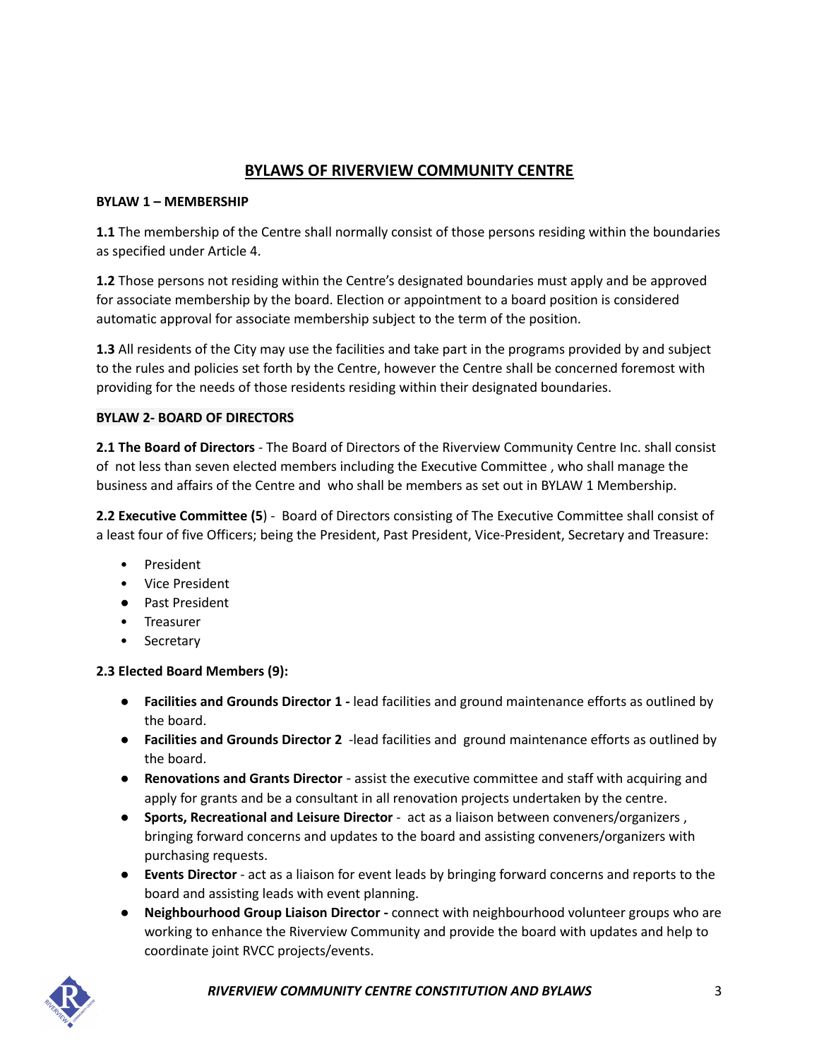## BYLAWS OF RIVERVIEW COMMUNITY CENTRE

**BYLAW 1 – MEMBERSHIP**

**1.1** The membership of the Centre shall normally consist of those persons residing within the boundaries as specified under Article 4.

**1.2** Those persons not residing within the Centre's designated boundaries must apply and be approved for associate membership by the board. Election or appointment to a board position is considered automatic approval for associate membership subject to the term of the position.

**1.3** All residents of the City may use the facilities and take part in the programs provided by and subject to the rules and policies set forth by the Centre, however the Centre shall be concerned foremost with providing for the needs of those residents residing within their designated boundaries.

**BYLAW 2- BOARD OF DIRECTORS**

**2.1 The Board of Directors** - The Board of Directors of the Riverview Community Centre Inc. shall consist of not less than seven elected members including the Executive Committee , who shall manage the business and affairs of the Centre and who shall be members as set out in BYLAW 1 Membership.

**2.2 Executive Committee (5**) - Board of Directors consisting of The Executive Committee shall consist of a least four of five Officers; being the President, Past President, Vice-President, Secretary and Treasure:

- President
- Vice President
- Past President
- Treasurer
- Secretary

**2.3 Elected Board Members (9):**

- **Facilities and Grounds Director 1 -** lead facilities and ground maintenance efforts as outlined by the board.
- **Facilities and Grounds Director 2** -lead facilities and ground maintenance efforts as outlined by the board.
- **Renovations and Grants Director** - assist the executive committee and staff with acquiring and apply for grants and be a consultant in all renovation projects undertaken by the centre.
- **Sports, Recreational and Leisure Director** - act as a liaison between conveners/organizers , bringing forward concerns and updates to the board and assisting conveners/organizers with purchasing requests.
- **Events Director** - act as a liaison for event leads by bringing forward concerns and reports to the board and assisting leads with event planning.
- **Neighbourhood Group Liaison Director -** connect with neighbourhood volunteer groups who are working to enhance the Riverview Community and provide the board with updates and help to coordinate joint RVCC projects/events.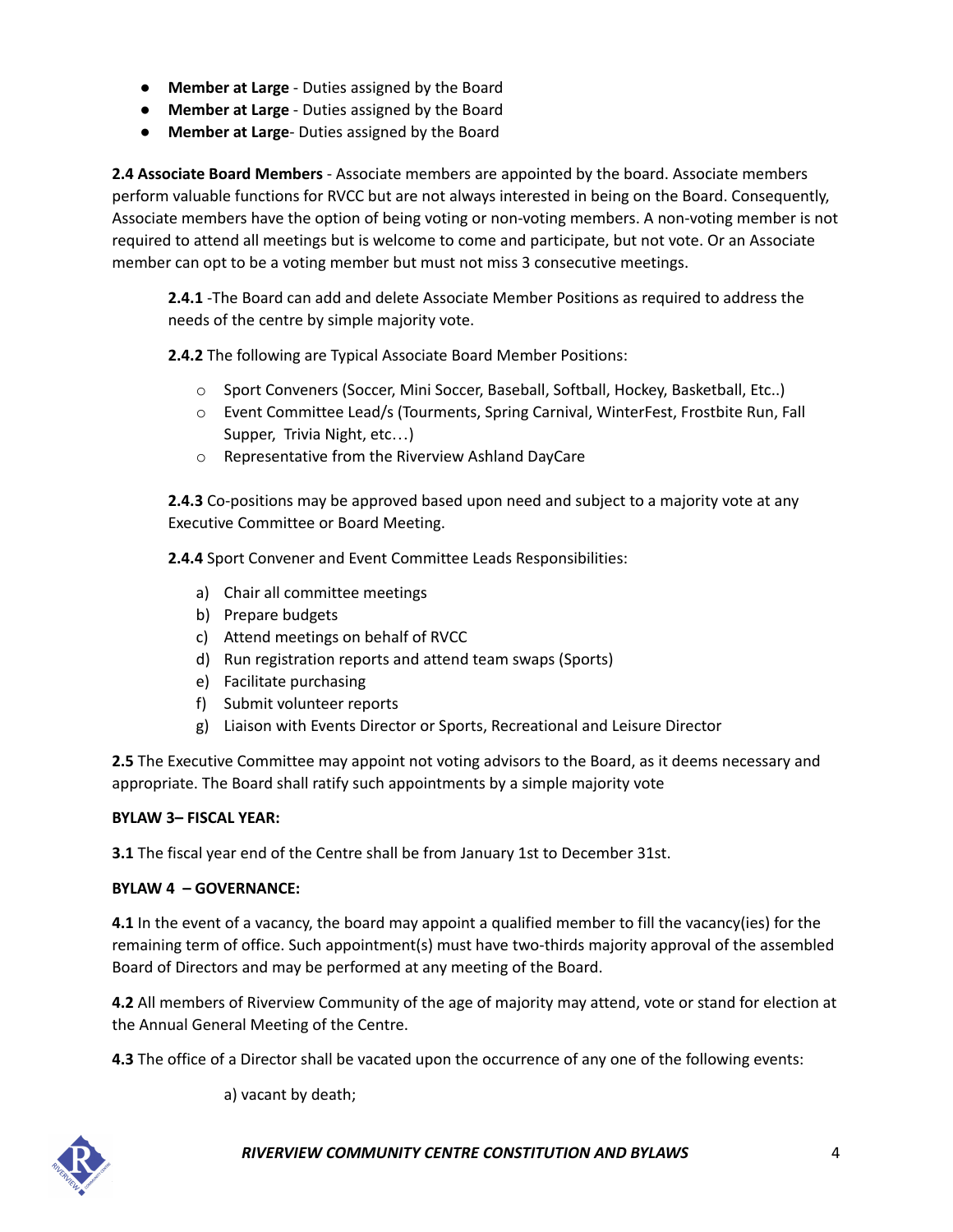- **Member at Large** - Duties assigned by the Board
- **Member at Large** - Duties assigned by the Board
- **Member at Large**- Duties assigned by the Board

**2.4 Associate Board Members** - Associate members are appointed by the board. Associate members perform valuable functions for RVCC but are not always interested in being on the Board. Consequently, Associate members have the option of being voting or non-voting members. A non-voting member is not required to attend all meetings but is welcome to come and participate, but not vote. Or an Associate member can opt to be a voting member but must not miss 3 consecutive meetings.

> **2.4.1** -The Board can add and delete Associate Member Positions as required to address the needs of the centre by simple majority vote.
>
> **2.4.2** The following are Typical Associate Board Member Positions:
>
> - Sport Conveners (Soccer, Mini Soccer, Baseball, Softball, Hockey, Basketball, Etc..)
> - Event Committee Lead/s (Tourments, Spring Carnival, WinterFest, Frostbite Run, Fall Supper, Trivia Night, etc…)
> - Representative from the Riverview Ashland DayCare
>
> **2.4.3** Co-positions may be approved based upon need and subject to a majority vote at any Executive Committee or Board Meeting.
>
> **2.4.4** Sport Convener and Event Committee Leads Responsibilities:
>
> a) Chair all committee meetings
> b) Prepare budgets
> c) Attend meetings on behalf of RVCC
> d) Run registration reports and attend team swaps (Sports)
> e) Facilitate purchasing
> f) Submit volunteer reports
> g) Liaison with Events Director or Sports, Recreational and Leisure Director

**2.5** The Executive Committee may appoint not voting advisors to the Board, as it deems necessary and appropriate. The Board shall ratify such appointments by a simple majority vote

**BYLAW 3– FISCAL YEAR:**

**3.1** The fiscal year end of the Centre shall be from January 1st to December 31st.

**BYLAW 4 – GOVERNANCE:**

**4.1** In the event of a vacancy, the board may appoint a qualified member to fill the vacancy(ies) for the remaining term of office. Such appointment(s) must have two-thirds majority approval of the assembled Board of Directors and may be performed at any meeting of the Board.

**4.2** All members of Riverview Community of the age of majority may attend, vote or stand for election at the Annual General Meeting of the Centre.

**4.3** The office of a Director shall be vacated upon the occurrence of any one of the following events:

a) vacant by death;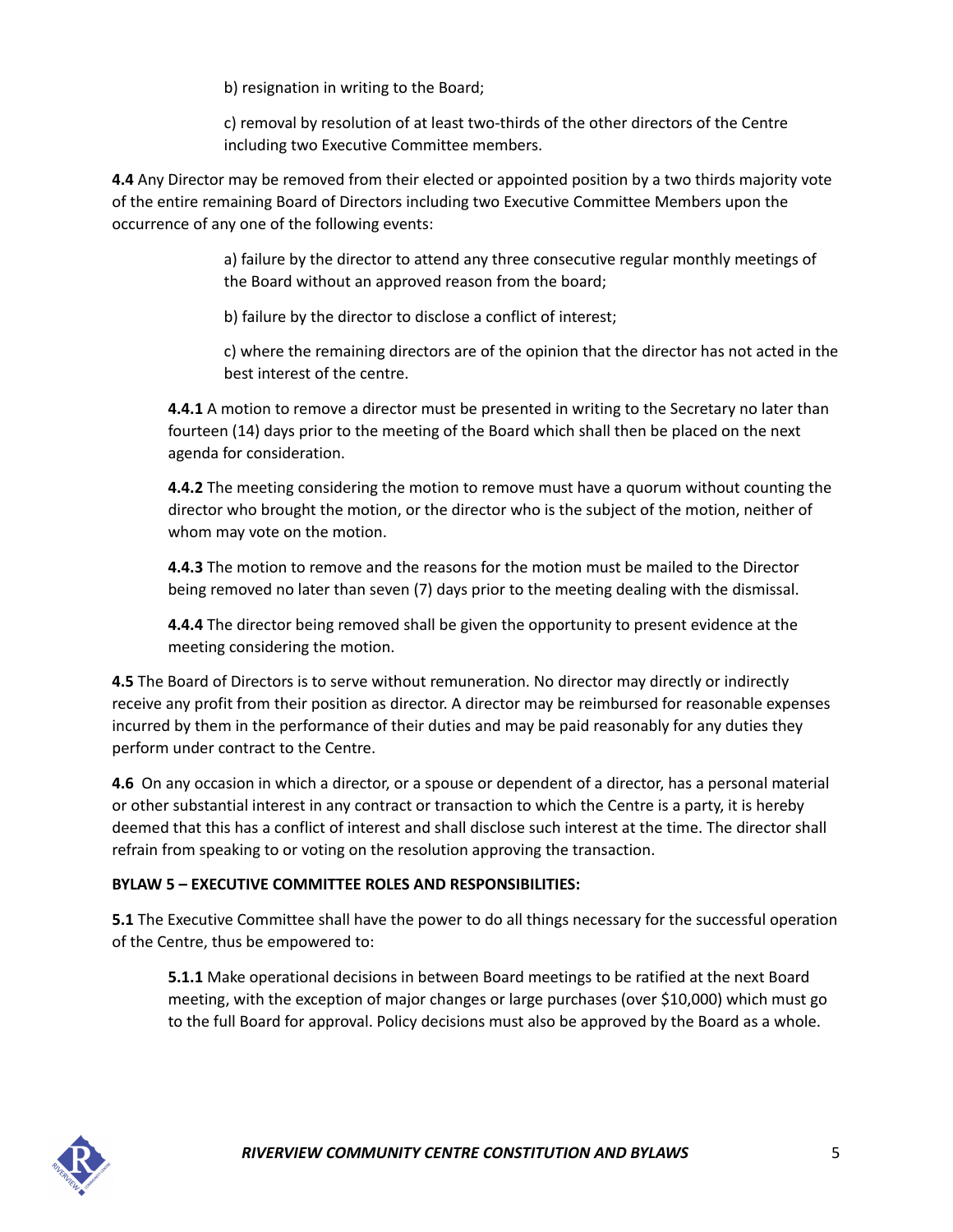b) resignation in writing to the Board;

c) removal by resolution of at least two-thirds of the other directors of the Centre including two Executive Committee members.

**4.4** Any Director may be removed from their elected or appointed position by a two thirds majority vote of the entire remaining Board of Directors including two Executive Committee Members upon the occurrence of any one of the following events:

a) failure by the director to attend any three consecutive regular monthly meetings of the Board without an approved reason from the board;

b) failure by the director to disclose a conflict of interest;

c) where the remaining directors are of the opinion that the director has not acted in the best interest of the centre.

**4.4.1** A motion to remove a director must be presented in writing to the Secretary no later than fourteen (14) days prior to the meeting of the Board which shall then be placed on the next agenda for consideration.

**4.4.2** The meeting considering the motion to remove must have a quorum without counting the director who brought the motion, or the director who is the subject of the motion, neither of whom may vote on the motion.

**4.4.3** The motion to remove and the reasons for the motion must be mailed to the Director being removed no later than seven (7) days prior to the meeting dealing with the dismissal.

**4.4.4** The director being removed shall be given the opportunity to present evidence at the meeting considering the motion.

**4.5** The Board of Directors is to serve without remuneration. No director may directly or indirectly receive any profit from their position as director. A director may be reimbursed for reasonable expenses incurred by them in the performance of their duties and may be paid reasonably for any duties they perform under contract to the Centre.

**4.6** On any occasion in which a director, or a spouse or dependent of a director, has a personal material or other substantial interest in any contract or transaction to which the Centre is a party, it is hereby deemed that this has a conflict of interest and shall disclose such interest at the time. The director shall refrain from speaking to or voting on the resolution approving the transaction.

**BYLAW 5 – EXECUTIVE COMMITTEE ROLES AND RESPONSIBILITIES:**

**5.1** The Executive Committee shall have the power to do all things necessary for the successful operation of the Centre, thus be empowered to:

**5.1.1** Make operational decisions in between Board meetings to be ratified at the next Board meeting, with the exception of major changes or large purchases (over $10,000) which must go to the full Board for approval. Policy decisions must also be approved by the Board as a whole.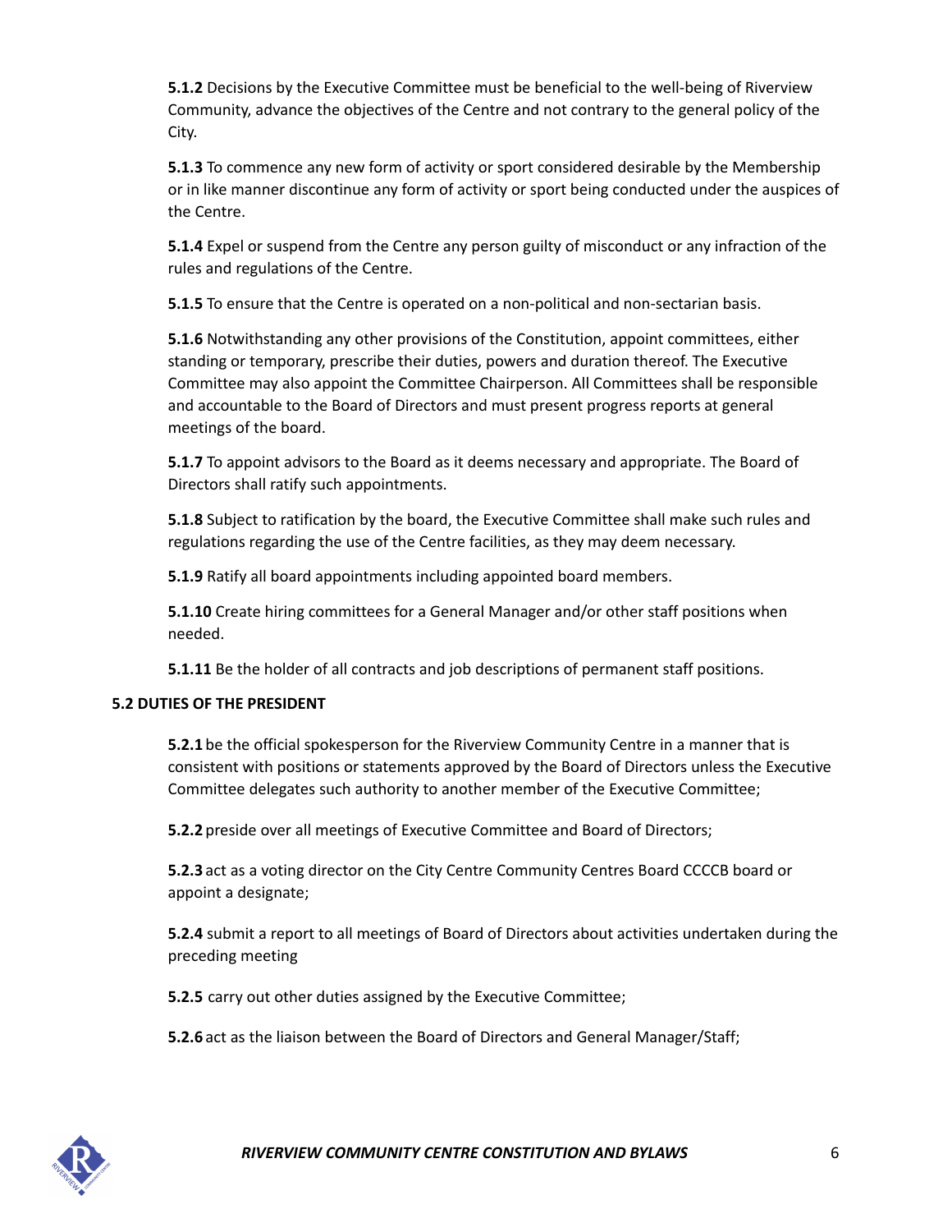**5.1.2** Decisions by the Executive Committee must be beneficial to the well-being of Riverview Community, advance the objectives of the Centre and not contrary to the general policy of the City.

**5.1.3** To commence any new form of activity or sport considered desirable by the Membership or in like manner discontinue any form of activity or sport being conducted under the auspices of the Centre.

**5.1.4** Expel or suspend from the Centre any person guilty of misconduct or any infraction of the rules and regulations of the Centre.

**5.1.5** To ensure that the Centre is operated on a non-political and non-sectarian basis.

**5.1.6** Notwithstanding any other provisions of the Constitution, appoint committees, either standing or temporary, prescribe their duties, powers and duration thereof. The Executive Committee may also appoint the Committee Chairperson. All Committees shall be responsible and accountable to the Board of Directors and must present progress reports at general meetings of the board.

**5.1.7** To appoint advisors to the Board as it deems necessary and appropriate. The Board of Directors shall ratify such appointments.

**5.1.8** Subject to ratification by the board, the Executive Committee shall make such rules and regulations regarding the use of the Centre facilities, as they may deem necessary.

**5.1.9** Ratify all board appointments including appointed board members.

**5.1.10** Create hiring committees for a General Manager and/or other staff positions when needed.

**5.1.11** Be the holder of all contracts and job descriptions of permanent staff positions.

### 5.2 DUTIES OF THE PRESIDENT

**5.2.1** be the official spokesperson for the Riverview Community Centre in a manner that is consistent with positions or statements approved by the Board of Directors unless the Executive Committee delegates such authority to another member of the Executive Committee;

**5.2.2** preside over all meetings of Executive Committee and Board of Directors;

**5.2.3** act as a voting director on the City Centre Community Centres Board CCCCB board or appoint a designate;

**5.2.4** submit a report to all meetings of Board of Directors about activities undertaken during the preceding meeting

**5.2.5** carry out other duties assigned by the Executive Committee;

**5.2.6** act as the liaison between the Board of Directors and General Manager/Staff;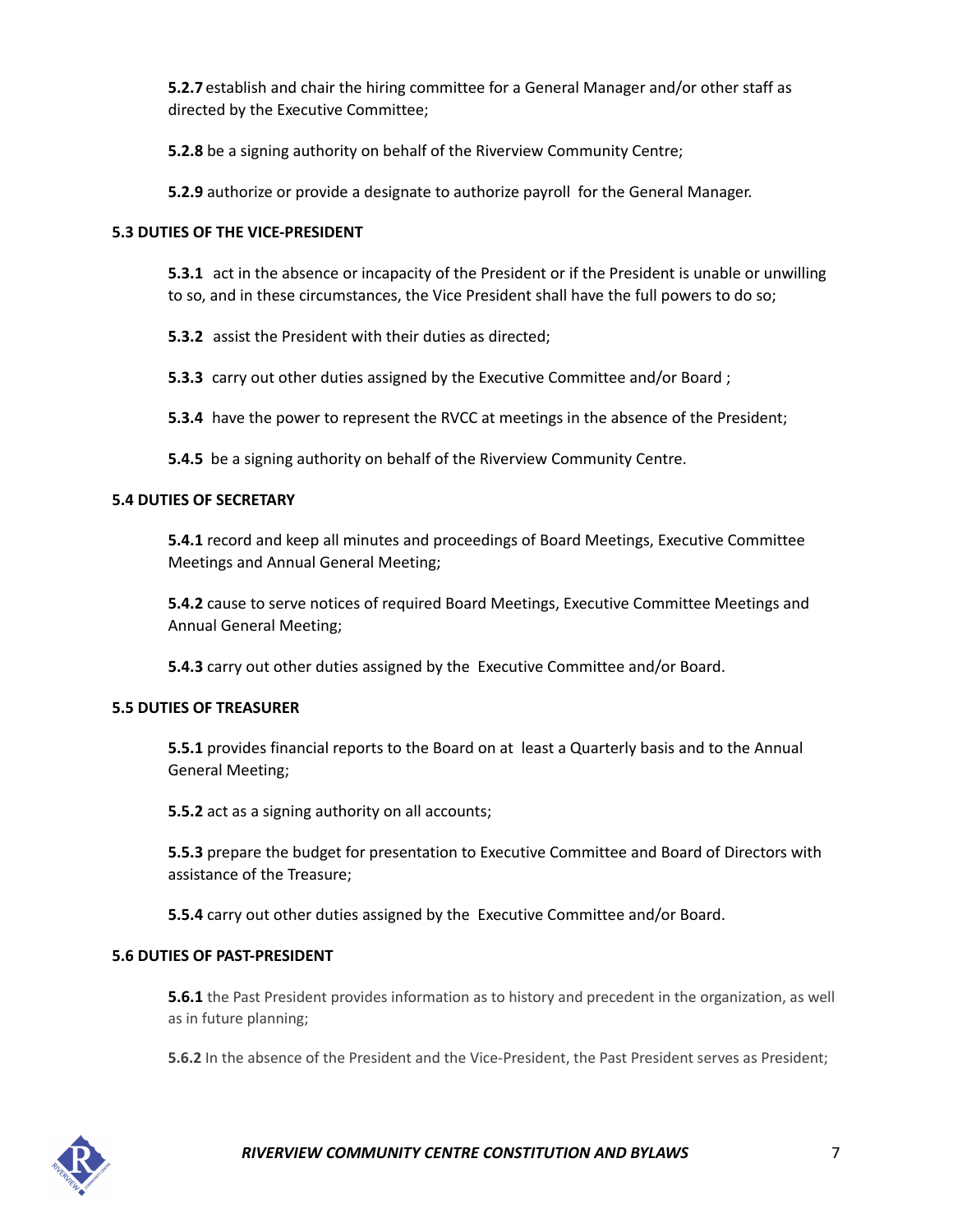**5.2.7** establish and chair the hiring committee for a General Manager and/or other staff as directed by the Executive Committee;

**5.2.8** be a signing authority on behalf of the Riverview Community Centre;

**5.2.9** authorize or provide a designate to authorize payroll for the General Manager.

**5.3 DUTIES OF THE VICE-PRESIDENT**

**5.3.1** act in the absence or incapacity of the President or if the President is unable or unwilling to so, and in these circumstances, the Vice President shall have the full powers to do so;

**5.3.2** assist the President with their duties as directed;

**5.3.3** carry out other duties assigned by the Executive Committee and/or Board ;

**5.3.4** have the power to represent the RVCC at meetings in the absence of the President;

**5.4.5** be a signing authority on behalf of the Riverview Community Centre.

**5.4 DUTIES OF SECRETARY**

**5.4.1** record and keep all minutes and proceedings of Board Meetings, Executive Committee Meetings and Annual General Meeting;

**5.4.2** cause to serve notices of required Board Meetings, Executive Committee Meetings and Annual General Meeting;

**5.4.3** carry out other duties assigned by the Executive Committee and/or Board.

**5.5 DUTIES OF TREASURER**

**5.5.1** provides financial reports to the Board on at least a Quarterly basis and to the Annual General Meeting;

**5.5.2** act as a signing authority on all accounts;

**5.5.3** prepare the budget for presentation to Executive Committee and Board of Directors with assistance of the Treasure;

**5.5.4** carry out other duties assigned by the Executive Committee and/or Board.

**5.6 DUTIES OF PAST-PRESIDENT**

**5.6.1** the Past President provides information as to history and precedent in the organization, as well as in future planning;

**5.6.2** In the absence of the President and the Vice-President, the Past President serves as President;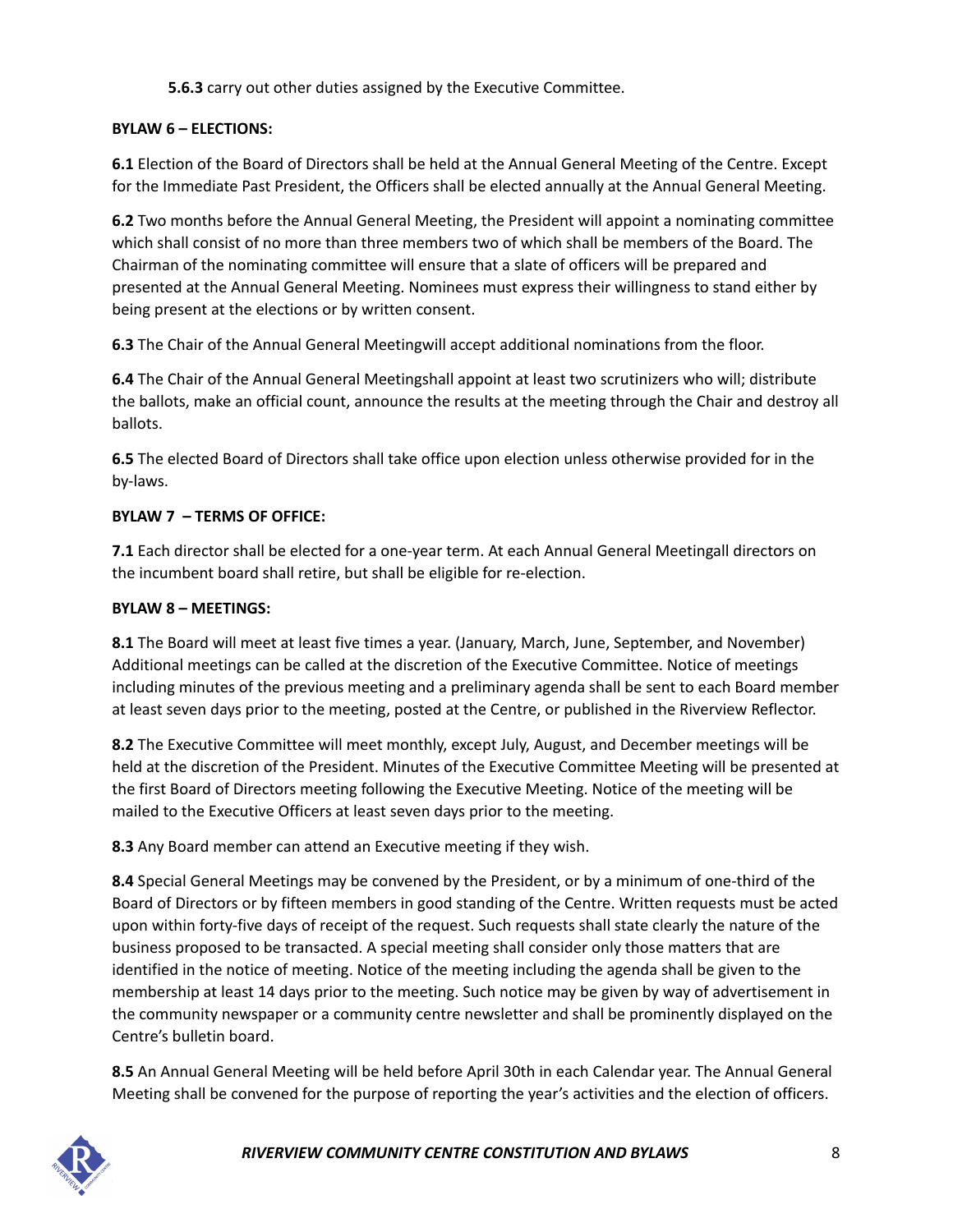**5.6.3** carry out other duties assigned by the Executive Committee.

**BYLAW 6 – ELECTIONS:**

**6.1** Election of the Board of Directors shall be held at the Annual General Meeting of the Centre. Except for the Immediate Past President, the Officers shall be elected annually at the Annual General Meeting.

**6.2** Two months before the Annual General Meeting, the President will appoint a nominating committee which shall consist of no more than three members two of which shall be members of the Board. The Chairman of the nominating committee will ensure that a slate of officers will be prepared and presented at the Annual General Meeting. Nominees must express their willingness to stand either by being present at the elections or by written consent.

**6.3** The Chair of the Annual General Meetingwill accept additional nominations from the floor.

**6.4** The Chair of the Annual General Meetingshall appoint at least two scrutinizers who will; distribute the ballots, make an official count, announce the results at the meeting through the Chair and destroy all ballots.

**6.5** The elected Board of Directors shall take office upon election unless otherwise provided for in the by-laws.

**BYLAW 7 – TERMS OF OFFICE:**

**7.1** Each director shall be elected for a one-year term. At each Annual General Meetingall directors on the incumbent board shall retire, but shall be eligible for re-election.

**BYLAW 8 – MEETINGS:**

**8.1** The Board will meet at least five times a year. (January, March, June, September, and November) Additional meetings can be called at the discretion of the Executive Committee. Notice of meetings including minutes of the previous meeting and a preliminary agenda shall be sent to each Board member at least seven days prior to the meeting, posted at the Centre, or published in the Riverview Reflector.

**8.2** The Executive Committee will meet monthly, except July, August, and December meetings will be held at the discretion of the President. Minutes of the Executive Committee Meeting will be presented at the first Board of Directors meeting following the Executive Meeting. Notice of the meeting will be mailed to the Executive Officers at least seven days prior to the meeting.

**8.3** Any Board member can attend an Executive meeting if they wish.

**8.4** Special General Meetings may be convened by the President, or by a minimum of one-third of the Board of Directors or by fifteen members in good standing of the Centre. Written requests must be acted upon within forty-five days of receipt of the request. Such requests shall state clearly the nature of the business proposed to be transacted. A special meeting shall consider only those matters that are identified in the notice of meeting. Notice of the meeting including the agenda shall be given to the membership at least 14 days prior to the meeting. Such notice may be given by way of advertisement in the community newspaper or a community centre newsletter and shall be prominently displayed on the Centre's bulletin board.

**8.5** An Annual General Meeting will be held before April 30th in each Calendar year. The Annual General Meeting shall be convened for the purpose of reporting the year's activities and the election of officers.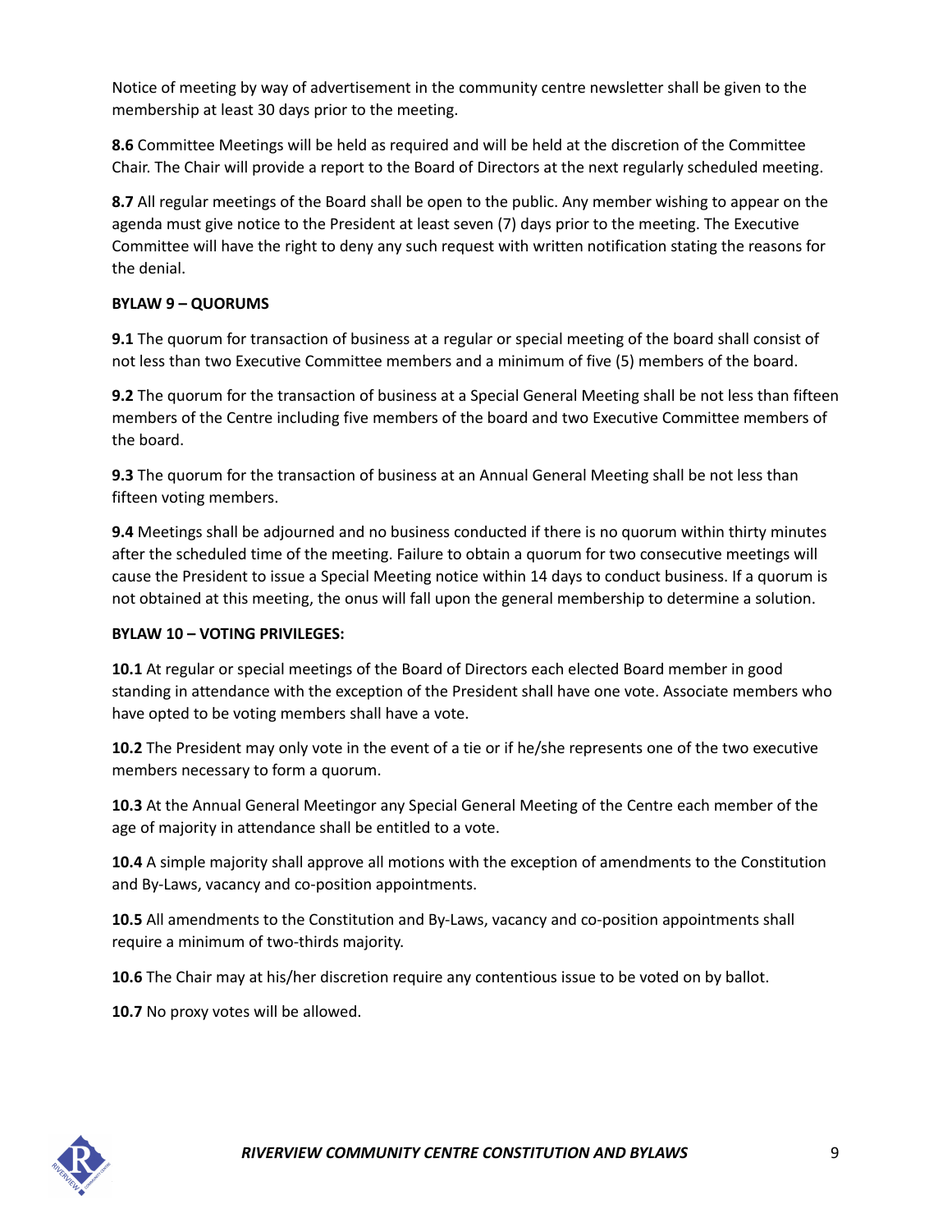Notice of meeting by way of advertisement in the community centre newsletter shall be given to the membership at least 30 days prior to the meeting.

**8.6** Committee Meetings will be held as required and will be held at the discretion of the Committee Chair. The Chair will provide a report to the Board of Directors at the next regularly scheduled meeting.

**8.7** All regular meetings of the Board shall be open to the public. Any member wishing to appear on the agenda must give notice to the President at least seven (7) days prior to the meeting. The Executive Committee will have the right to deny any such request with written notification stating the reasons for the denial.

**BYLAW 9 – QUORUMS**

**9.1** The quorum for transaction of business at a regular or special meeting of the board shall consist of not less than two Executive Committee members and a minimum of five (5) members of the board.

**9.2** The quorum for the transaction of business at a Special General Meeting shall be not less than fifteen members of the Centre including five members of the board and two Executive Committee members of the board.

**9.3** The quorum for the transaction of business at an Annual General Meeting shall be not less than fifteen voting members.

**9.4** Meetings shall be adjourned and no business conducted if there is no quorum within thirty minutes after the scheduled time of the meeting. Failure to obtain a quorum for two consecutive meetings will cause the President to issue a Special Meeting notice within 14 days to conduct business. If a quorum is not obtained at this meeting, the onus will fall upon the general membership to determine a solution.

**BYLAW 10 – VOTING PRIVILEGES:**

**10.1** At regular or special meetings of the Board of Directors each elected Board member in good standing in attendance with the exception of the President shall have one vote. Associate members who have opted to be voting members shall have a vote.

**10.2** The President may only vote in the event of a tie or if he/she represents one of the two executive members necessary to form a quorum.

**10.3** At the Annual General Meetingor any Special General Meeting of the Centre each member of the age of majority in attendance shall be entitled to a vote.

**10.4** A simple majority shall approve all motions with the exception of amendments to the Constitution and By-Laws, vacancy and co-position appointments.

**10.5** All amendments to the Constitution and By-Laws, vacancy and co-position appointments shall require a minimum of two-thirds majority.

**10.6** The Chair may at his/her discretion require any contentious issue to be voted on by ballot.

**10.7** No proxy votes will be allowed.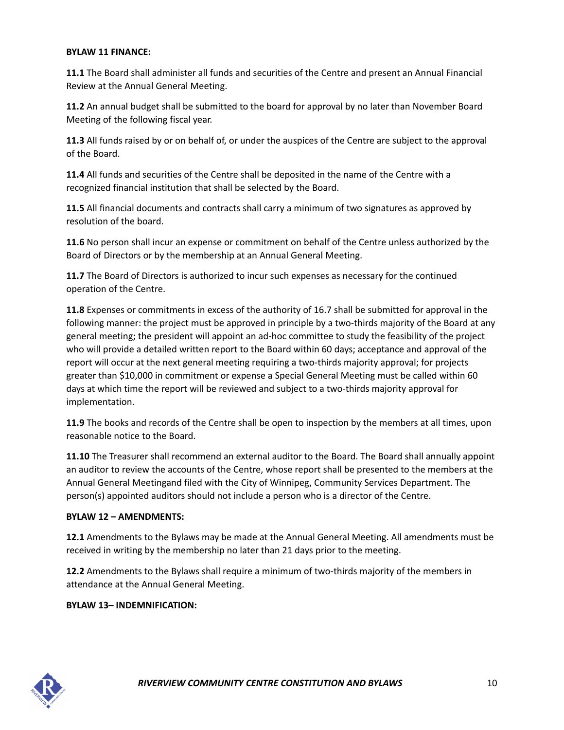**BYLAW 11 FINANCE:**

**11.1** The Board shall administer all funds and securities of the Centre and present an Annual Financial Review at the Annual General Meeting.

**11.2** An annual budget shall be submitted to the board for approval by no later than November Board Meeting of the following fiscal year.

**11.3** All funds raised by or on behalf of, or under the auspices of the Centre are subject to the approval of the Board.

**11.4** All funds and securities of the Centre shall be deposited in the name of the Centre with a recognized financial institution that shall be selected by the Board.

**11.5** All financial documents and contracts shall carry a minimum of two signatures as approved by resolution of the board.

**11.6** No person shall incur an expense or commitment on behalf of the Centre unless authorized by the Board of Directors or by the membership at an Annual General Meeting.

**11.7** The Board of Directors is authorized to incur such expenses as necessary for the continued operation of the Centre.

**11.8** Expenses or commitments in excess of the authority of 16.7 shall be submitted for approval in the following manner: the project must be approved in principle by a two-thirds majority of the Board at any general meeting; the president will appoint an ad-hoc committee to study the feasibility of the project who will provide a detailed written report to the Board within 60 days; acceptance and approval of the report will occur at the next general meeting requiring a two-thirds majority approval; for projects greater than $10,000 in commitment or expense a Special General Meeting must be called within 60 days at which time the report will be reviewed and subject to a two-thirds majority approval for implementation.

**11.9** The books and records of the Centre shall be open to inspection by the members at all times, upon reasonable notice to the Board.

**11.10** The Treasurer shall recommend an external auditor to the Board. The Board shall annually appoint an auditor to review the accounts of the Centre, whose report shall be presented to the members at the Annual General Meetingand filed with the City of Winnipeg, Community Services Department. The person(s) appointed auditors should not include a person who is a director of the Centre.

**BYLAW 12 – AMENDMENTS:**

**12.1** Amendments to the Bylaws may be made at the Annual General Meeting. All amendments must be received in writing by the membership no later than 21 days prior to the meeting.

**12.2** Amendments to the Bylaws shall require a minimum of two-thirds majority of the members in attendance at the Annual General Meeting.

**BYLAW 13– INDEMNIFICATION:**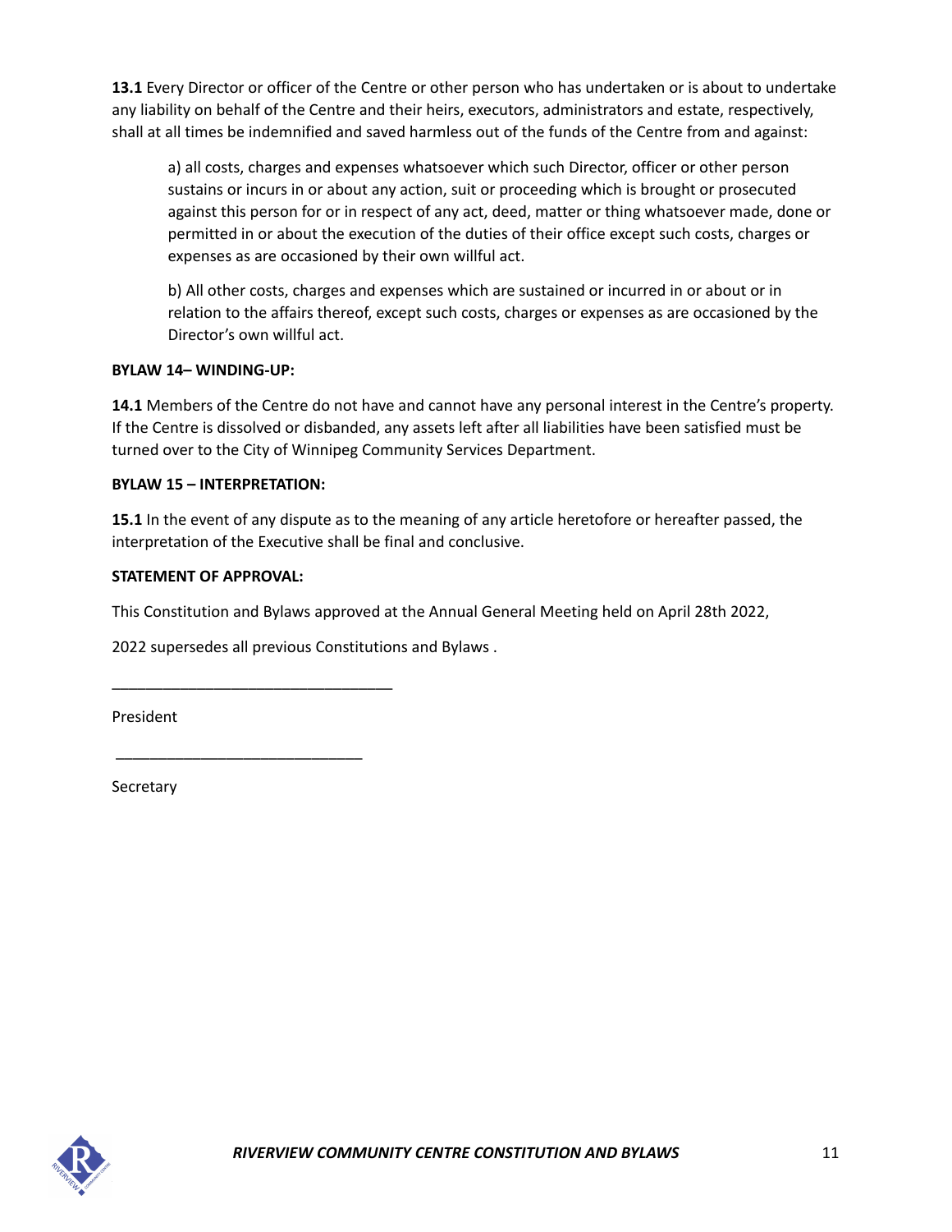**13.1** Every Director or officer of the Centre or other person who has undertaken or is about to undertake any liability on behalf of the Centre and their heirs, executors, administrators and estate, respectively, shall at all times be indemnified and saved harmless out of the funds of the Centre from and against:

a) all costs, charges and expenses whatsoever which such Director, officer or other person sustains or incurs in or about any action, suit or proceeding which is brought or prosecuted against this person for or in respect of any act, deed, matter or thing whatsoever made, done or permitted in or about the execution of the duties of their office except such costs, charges or expenses as are occasioned by their own willful act.

b) All other costs, charges and expenses which are sustained or incurred in or about or in relation to the affairs thereof, except such costs, charges or expenses as are occasioned by the Director's own willful act.

**BYLAW 14– WINDING-UP:**

**14.1** Members of the Centre do not have and cannot have any personal interest in the Centre's property. If the Centre is dissolved or disbanded, any assets left after all liabilities have been satisfied must be turned over to the City of Winnipeg Community Services Department.

**BYLAW 15 – INTERPRETATION:**

**15.1** In the event of any dispute as to the meaning of any article heretofore or hereafter passed, the interpretation of the Executive shall be final and conclusive.

**STATEMENT OF APPROVAL:**

This Constitution and Bylaws approved at the Annual General Meeting held on April 28th 2022,

2022 supersedes all previous Constitutions and Bylaws .

\_\_\_\_\_\_\_\_\_\_\_\_\_\_\_\_\_\_\_\_\_\_\_\_\_\_\_\_\_\_\_\_\_\_

President

\_\_\_\_\_\_\_\_\_\_\_\_\_\_\_\_\_\_\_\_\_\_\_\_\_\_\_\_\_\_

Secretary